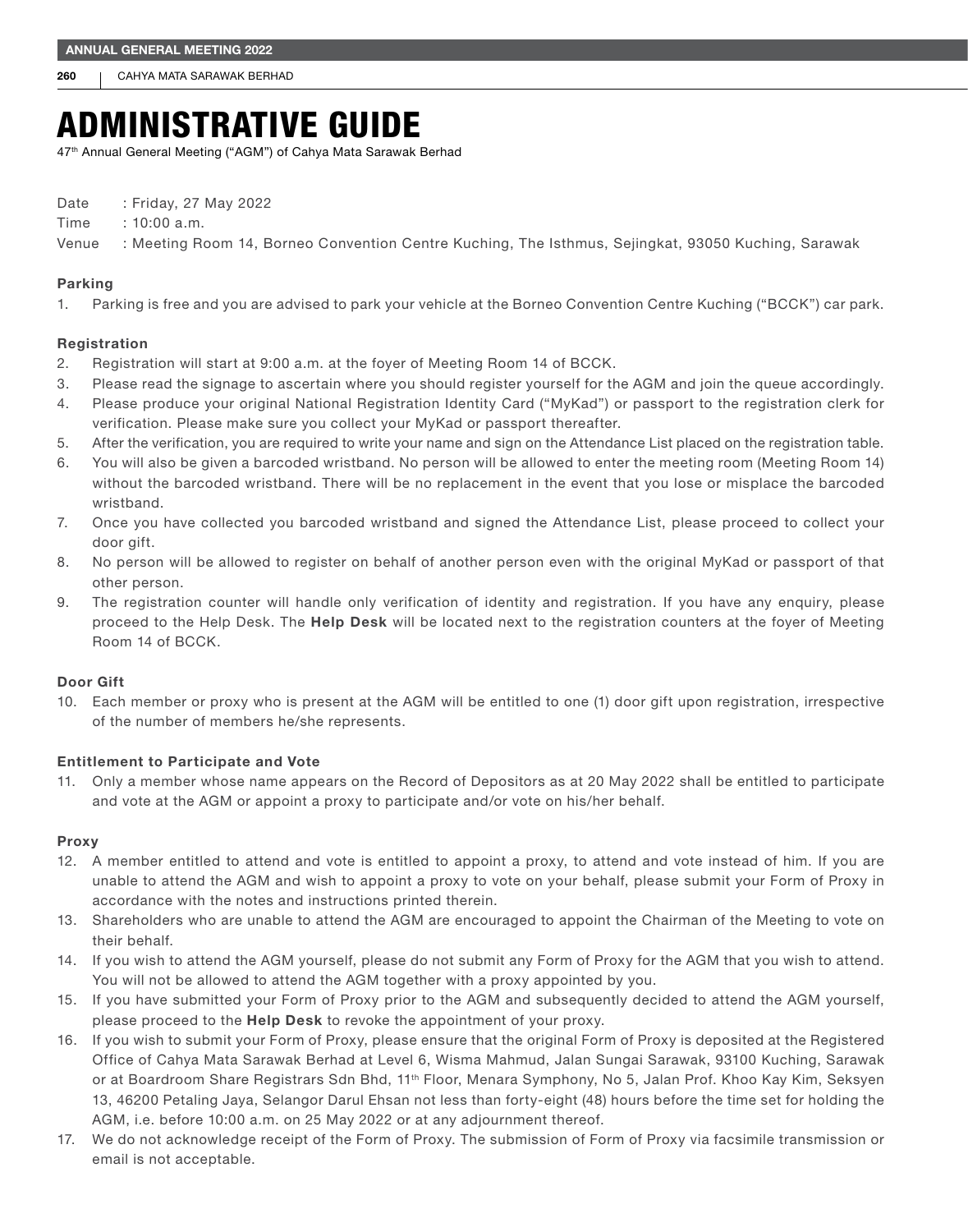# ADMINISTRATIVE GUIDE

47th Annual General Meeting ("AGM") of Cahya Mata Sarawak Berhad

Date : Friday, 27 May 2022

Time : 10:00 a.m.

Venue : Meeting Room 14, Borneo Convention Centre Kuching, The Isthmus, Sejingkat, 93050 Kuching, Sarawak

### Parking

1. Parking is free and you are advised to park your vehicle at the Borneo Convention Centre Kuching ("BCCK") car park.

### Registration

2. Registration will start at 9:00 a.m. at the foyer of Meeting Room 14 of BCCK.
3. Please read the signage to ascertain where you should register yourself for the AGM and join the queue accordingly.
4. Please produce your original National Registration Identity Card ("MyKad") or passport to the registration clerk for verification. Please make sure you collect your MyKad or passport thereafter.
5. After the verification, you are required to write your name and sign on the Attendance List placed on the registration table.
6. You will also be given a barcoded wristband. No person will be allowed to enter the meeting room (Meeting Room 14) without the barcoded wristband. There will be no replacement in the event that you lose or misplace the barcoded wristband.
7. Once you have collected you barcoded wristband and signed the Attendance List, please proceed to collect your door gift.
8. No person will be allowed to register on behalf of another person even with the original MyKad or passport of that other person.
9. The registration counter will handle only verification of identity and registration. If you have any enquiry, please proceed to the Help Desk. The **Help Desk** will be located next to the registration counters at the foyer of Meeting Room 14 of BCCK.

### Door Gift

10. Each member or proxy who is present at the AGM will be entitled to one (1) door gift upon registration, irrespective of the number of members he/she represents.

### Entitlement to Participate and Vote

11. Only a member whose name appears on the Record of Depositors as at 20 May 2022 shall be entitled to participate and vote at the AGM or appoint a proxy to participate and/or vote on his/her behalf.

### Proxy

12. A member entitled to attend and vote is entitled to appoint a proxy, to attend and vote instead of him. If you are unable to attend the AGM and wish to appoint a proxy to vote on your behalf, please submit your Form of Proxy in accordance with the notes and instructions printed therein.
13. Shareholders who are unable to attend the AGM are encouraged to appoint the Chairman of the Meeting to vote on their behalf.
14. If you wish to attend the AGM yourself, please do not submit any Form of Proxy for the AGM that you wish to attend. You will not be allowed to attend the AGM together with a proxy appointed by you.
15. If you have submitted your Form of Proxy prior to the AGM and subsequently decided to attend the AGM yourself, please proceed to the **Help Desk** to revoke the appointment of your proxy.
16. If you wish to submit your Form of Proxy, please ensure that the original Form of Proxy is deposited at the Registered Office of Cahya Mata Sarawak Berhad at Level 6, Wisma Mahmud, Jalan Sungai Sarawak, 93100 Kuching, Sarawak or at Boardroom Share Registrars Sdn Bhd, 11th Floor, Menara Symphony, No 5, Jalan Prof. Khoo Kay Kim, Seksyen 13, 46200 Petaling Jaya, Selangor Darul Ehsan not less than forty-eight (48) hours before the time set for holding the AGM, i.e. before 10:00 a.m. on 25 May 2022 or at any adjournment thereof.
17. We do not acknowledge receipt of the Form of Proxy. The submission of Form of Proxy via facsimile transmission or email is not acceptable.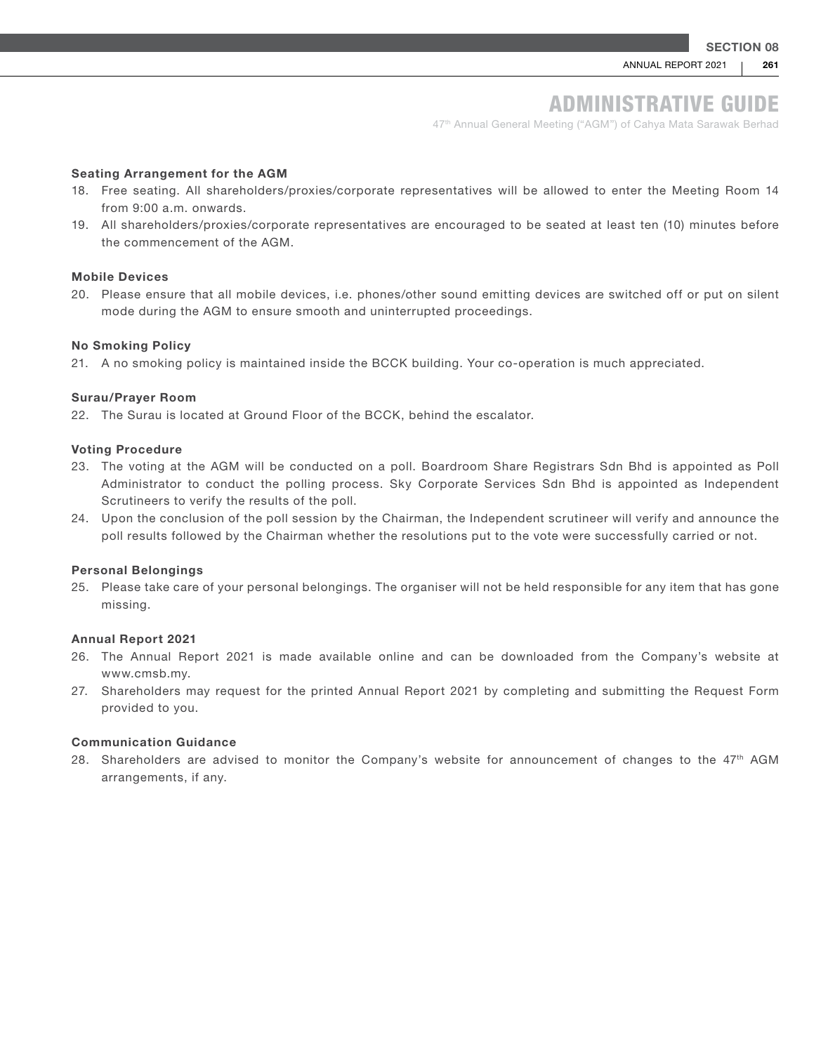# ADMINISTRATIVE GUIDE

47th Annual General Meeting ("AGM") of Cahya Mata Sarawak Berhad

**Seating Arrangement for the AGM**

18. Free seating. All shareholders/proxies/corporate representatives will be allowed to enter the Meeting Room 14 from 9:00 a.m. onwards.
19. All shareholders/proxies/corporate representatives are encouraged to be seated at least ten (10) minutes before the commencement of the AGM.

**Mobile Devices**

20. Please ensure that all mobile devices, i.e. phones/other sound emitting devices are switched off or put on silent mode during the AGM to ensure smooth and uninterrupted proceedings.

**No Smoking Policy**

21. A no smoking policy is maintained inside the BCCK building. Your co-operation is much appreciated.

**Surau/Prayer Room**

22. The Surau is located at Ground Floor of the BCCK, behind the escalator.

**Voting Procedure**

23. The voting at the AGM will be conducted on a poll. Boardroom Share Registrars Sdn Bhd is appointed as Poll Administrator to conduct the polling process. Sky Corporate Services Sdn Bhd is appointed as Independent Scrutineers to verify the results of the poll.
24. Upon the conclusion of the poll session by the Chairman, the Independent scrutineer will verify and announce the poll results followed by the Chairman whether the resolutions put to the vote were successfully carried or not.

**Personal Belongings**

25. Please take care of your personal belongings. The organiser will not be held responsible for any item that has gone missing.

**Annual Report 2021**

26. The Annual Report 2021 is made available online and can be downloaded from the Company's website at www.cmsb.my.
27. Shareholders may request for the printed Annual Report 2021 by completing and submitting the Request Form provided to you.

**Communication Guidance**

28. Shareholders are advised to monitor the Company's website for announcement of changes to the 47th AGM arrangements, if any.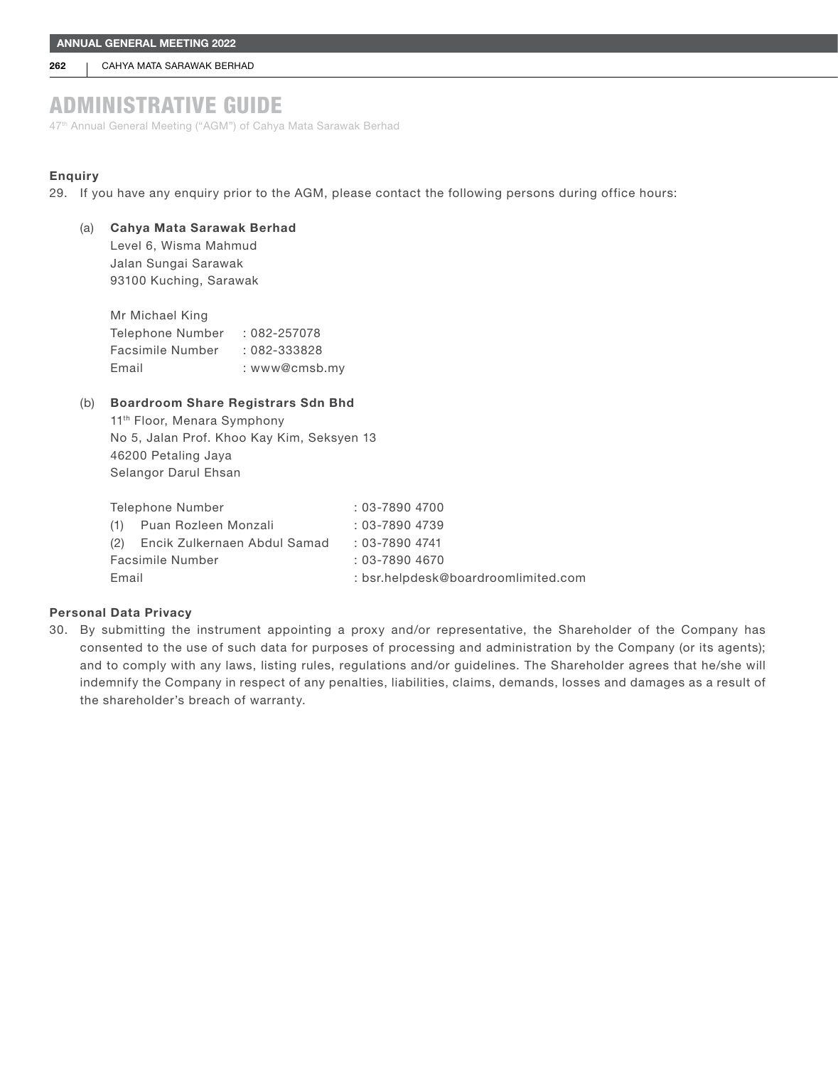# ADMINISTRATIVE GUIDE

47th Annual General Meeting ("AGM") of Cahya Mata Sarawak Berhad

**Enquiry**

29. If you have any enquiry prior to the AGM, please contact the following persons during office hours:

   (a) **Cahya Mata Sarawak Berhad**
   Level 6, Wisma Mahmud
   Jalan Sungai Sarawak
   93100 Kuching, Sarawak

   Mr Michael King

   | | |
   |---|---|
   | Telephone Number | : 082-257078 |
   | Facsimile Number | : 082-333828 |
   | Email | : www@cmsb.my |

   (b) **Boardroom Share Registrars Sdn Bhd**
   11th Floor, Menara Symphony
   No 5, Jalan Prof. Khoo Kay Kim, Seksyen 13
   46200 Petaling Jaya
   Selangor Darul Ehsan

   | | |
   |---|---|
   | Telephone Number | : 03-7890 4700 |
   | (1) Puan Rozleen Monzali | : 03-7890 4739 |
   | (2) Encik Zulkernaen Abdul Samad | : 03-7890 4741 |
   | Facsimile Number | : 03-7890 4670 |
   | Email | : bsr.helpdesk@boardroomlimited.com |

**Personal Data Privacy**

30. By submitting the instrument appointing a proxy and/or representative, the Shareholder of the Company has consented to the use of such data for purposes of processing and administration by the Company (or its agents); and to comply with any laws, listing rules, regulations and/or guidelines. The Shareholder agrees that he/she will indemnify the Company in respect of any penalties, liabilities, claims, demands, losses and damages as a result of the shareholder's breach of warranty.